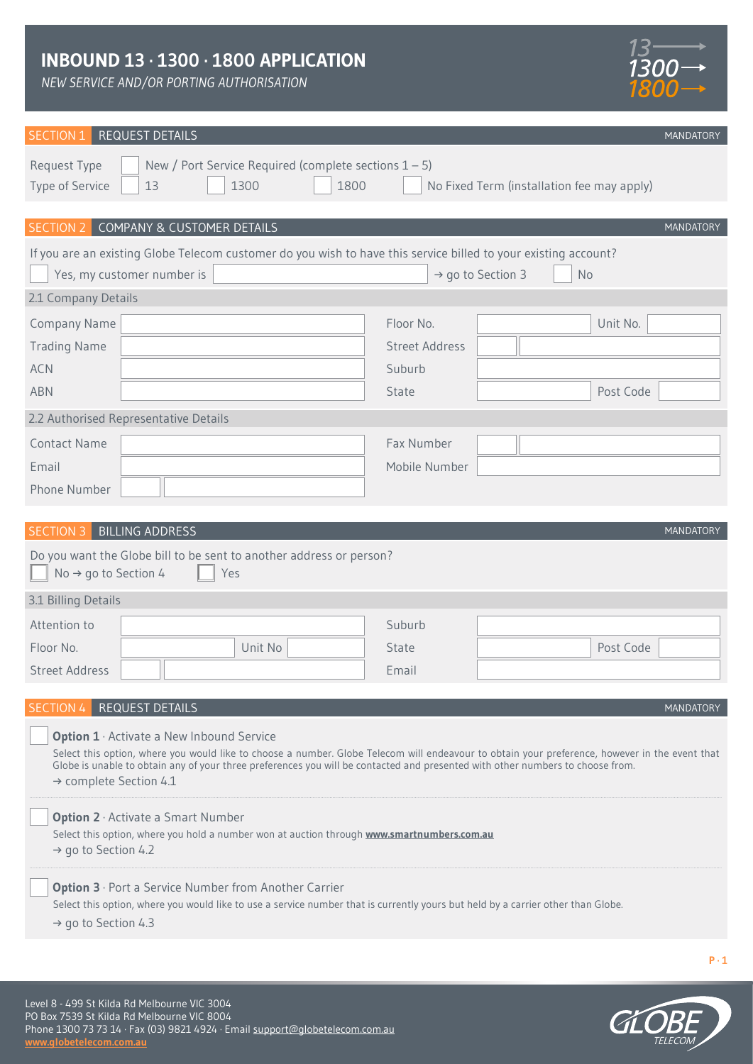# INBOUND 13 · 1300 · 1800 APPLICATION

*NEW SERVICE AND/OR PORTING AUTHORISATION*

## SECTION 1 REQUEST DETAILS — MANDATORY

Request Type ☐ New / Port Service Required (complete sections 1 – 5)

Type of Service ☐ 13 ☐ 1300 ☐ 1800 ☐ No Fixed Term (installation fee may apply)

## SECTION 2 COMPANY & CUSTOMER DETAILS — MANDATORY

If you are an existing Globe Telecom customer do you wish to have this service billed to your existing account?

☐ Yes, my customer number is ______ → go to Section 3 ☐ No

### 2.1 Company Details

| | | | |
|---|---|---|---|
| Company Name | | Floor No. | Unit No. |
| Trading Name | | Street Address | |
| ACN | | Suburb | |
| ABN | | State | Post Code |

### 2.2 Authorised Representative Details

| | | | |
|---|---|---|---|
| Contact Name | | Fax Number | |
| Email | | Mobile Number | |
| Phone Number | | | |

## SECTION 3 BILLING ADDRESS — MANDATORY

Do you want the Globe bill to be sent to another address or person?

☐ No → go to Section 4 ☐ Yes

### 3.1 Billing Details

| | | | |
|---|---|---|---|
| Attention to | | Suburb | |
| Floor No. | Unit No | State | Post Code |
| Street Address | | Email | |

## SECTION 4 REQUEST DETAILS — MANDATORY

☐ **Option 1** · Activate a New Inbound Service

Select this option, where you would like to choose a number. Globe Telecom will endeavour to obtain your preference, however in the event that Globe is unable to obtain any of your three preferences you will be contacted and presented with other numbers to choose from.

→ complete Section 4.1

☐ **Option 2** · Activate a Smart Number

Select this option, where you hold a number won at auction through **www.smartnumbers.com.au**

→ go to Section 4.2

☐ **Option 3** · Port a Service Number from Another Carrier

Select this option, where you would like to use a service number that is currently yours but held by a carrier other than Globe.

→ go to Section 4.3

Level 8 - 499 St Kilda Rd Melbourne VIC 3004
PO Box 7539 St Kilda Rd Melbourne VIC 8004
Phone 1300 73 73 14 · Fax (03) 9821 4924 · Email support@globetelecom.com.au
www.globetelecom.com.au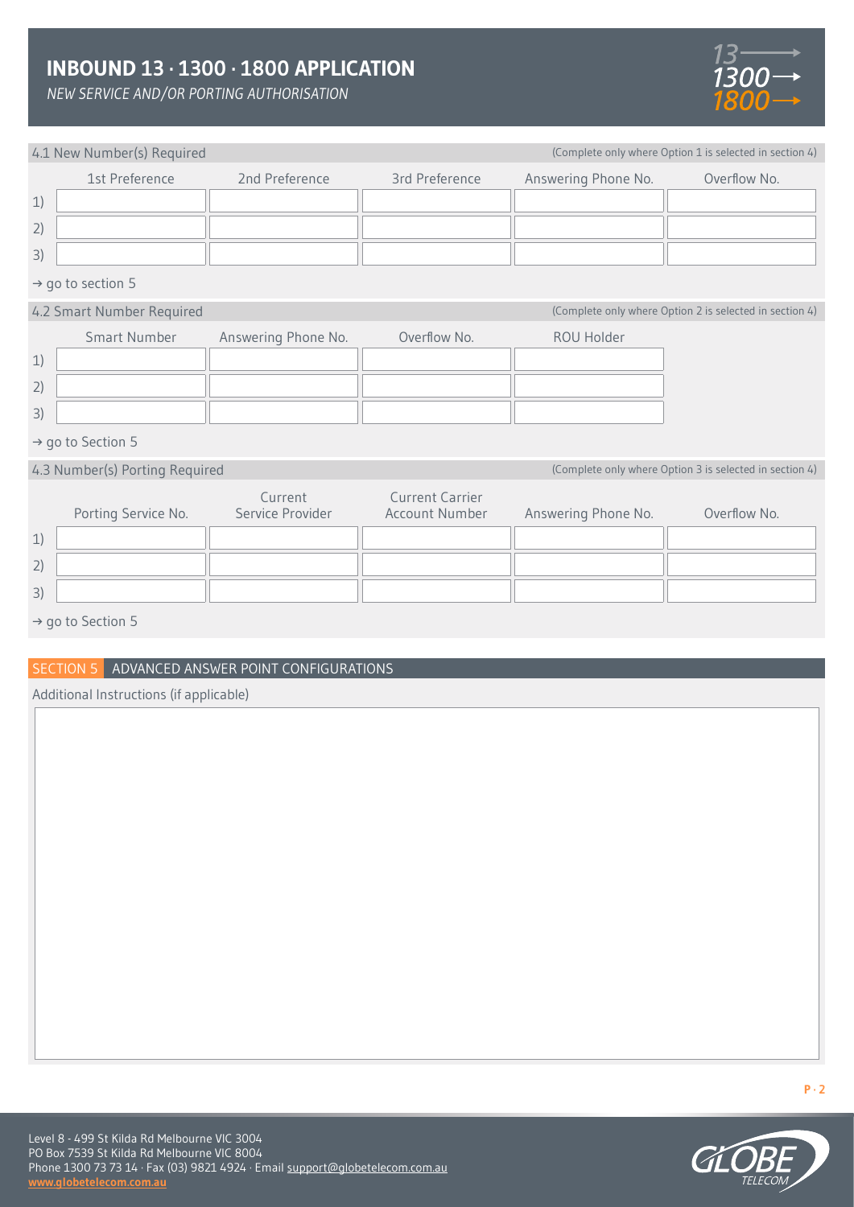# INBOUND 13 · 1300 · 1800 APPLICATION

*NEW SERVICE AND/OR PORTING AUTHORISATION*

## 4.1 New Number(s) Required

(Complete only where Option 1 is selected in section 4)

| | 1st Preference | 2nd Preference | 3rd Preference | Answering Phone No. | Overflow No. |
|---|---|---|---|---|---|
| 1) | | | | | |
| 2) | | | | | |
| 3) | | | | | |

→ go to section 5

## 4.2 Smart Number Required

(Complete only where Option 2 is selected in section 4)

| | Smart Number | Answering Phone No. | Overflow No. | ROU Holder |
|---|---|---|---|---|
| 1) | | | | |
| 2) | | | | |
| 3) | | | | |

→ go to Section 5

## 4.3 Number(s) Porting Required

(Complete only where Option 3 is selected in section 4)

| | Porting Service No. | Current Service Provider | Current Carrier Account Number | Answering Phone No. | Overflow No. |
|---|---|---|---|---|---|
| 1) | | | | | |
| 2) | | | | | |
| 3) | | | | | |

→ go to Section 5

## SECTION 5 ADVANCED ANSWER POINT CONFIGURATIONS

Additional Instructions (if applicable)

Level 8 - 499 St Kilda Rd Melbourne VIC 3004
PO Box 7539 St Kilda Rd Melbourne VIC 8004
Phone 1300 73 73 14 · Fax (03) 9821 4924 · Email support@globetelecom.com.au
www.globetelecom.com.au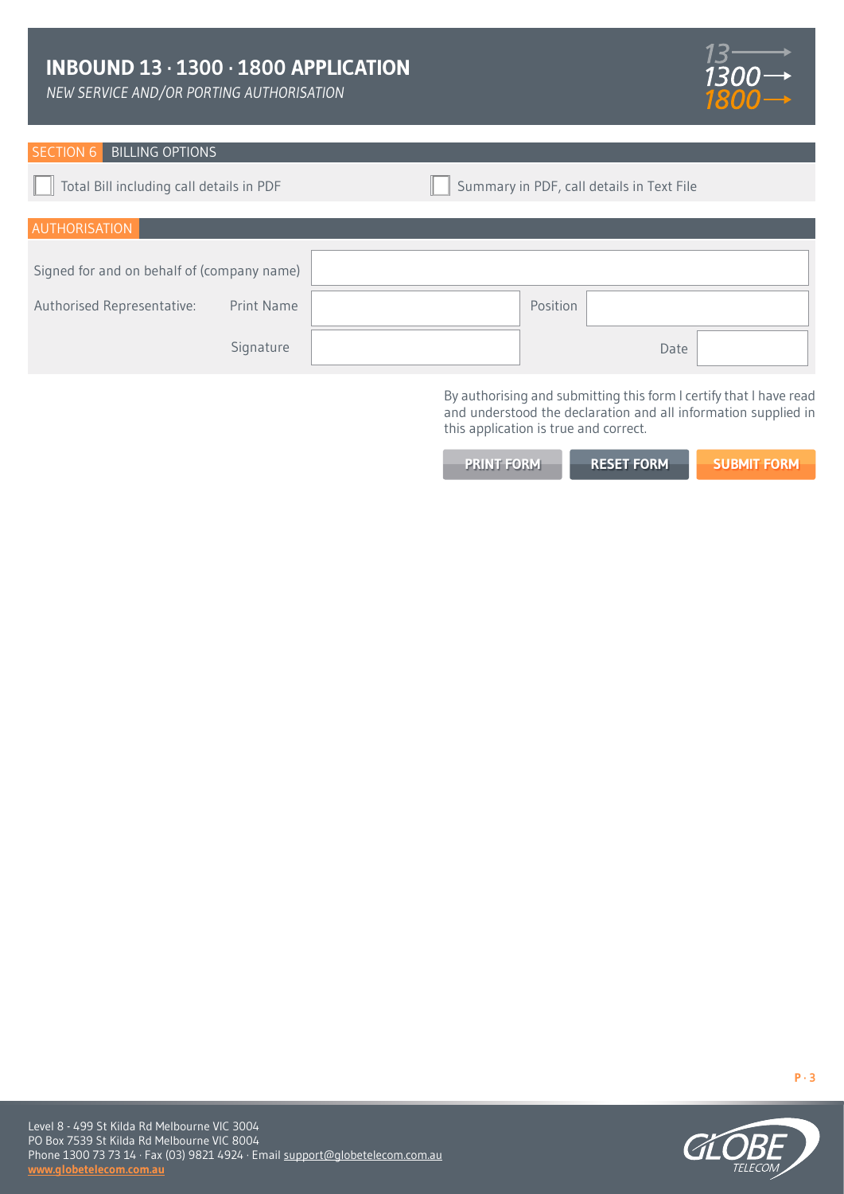# INBOUND 13 · 1300 · 1800 APPLICATION

*NEW SERVICE AND/OR PORTING AUTHORISATION*

## SECTION 6 BILLING OPTIONS

- ☐ Total Bill including call details in PDF
- ☐ Summary in PDF, call details in Text File

## AUTHORISATION

| | | | | |
|---|---|---|---|---|
| Signed for and on behalf of (company name) | | | | |
| Authorised Representative: | Print Name | | Position | |
| | Signature | | Date | |

By authorising and submitting this form I certify that I have read and understood the declaration and all information supplied in this application is true and correct.

PRINT FORM | RESET FORM | SUBMIT FORM

Level 8 - 499 St Kilda Rd Melbourne VIC 3004
PO Box 7539 St Kilda Rd Melbourne VIC 8004
Phone 1300 73 73 14 · Fax (03) 9821 4924 · Email support@globetelecom.com.au
www.globetelecom.com.au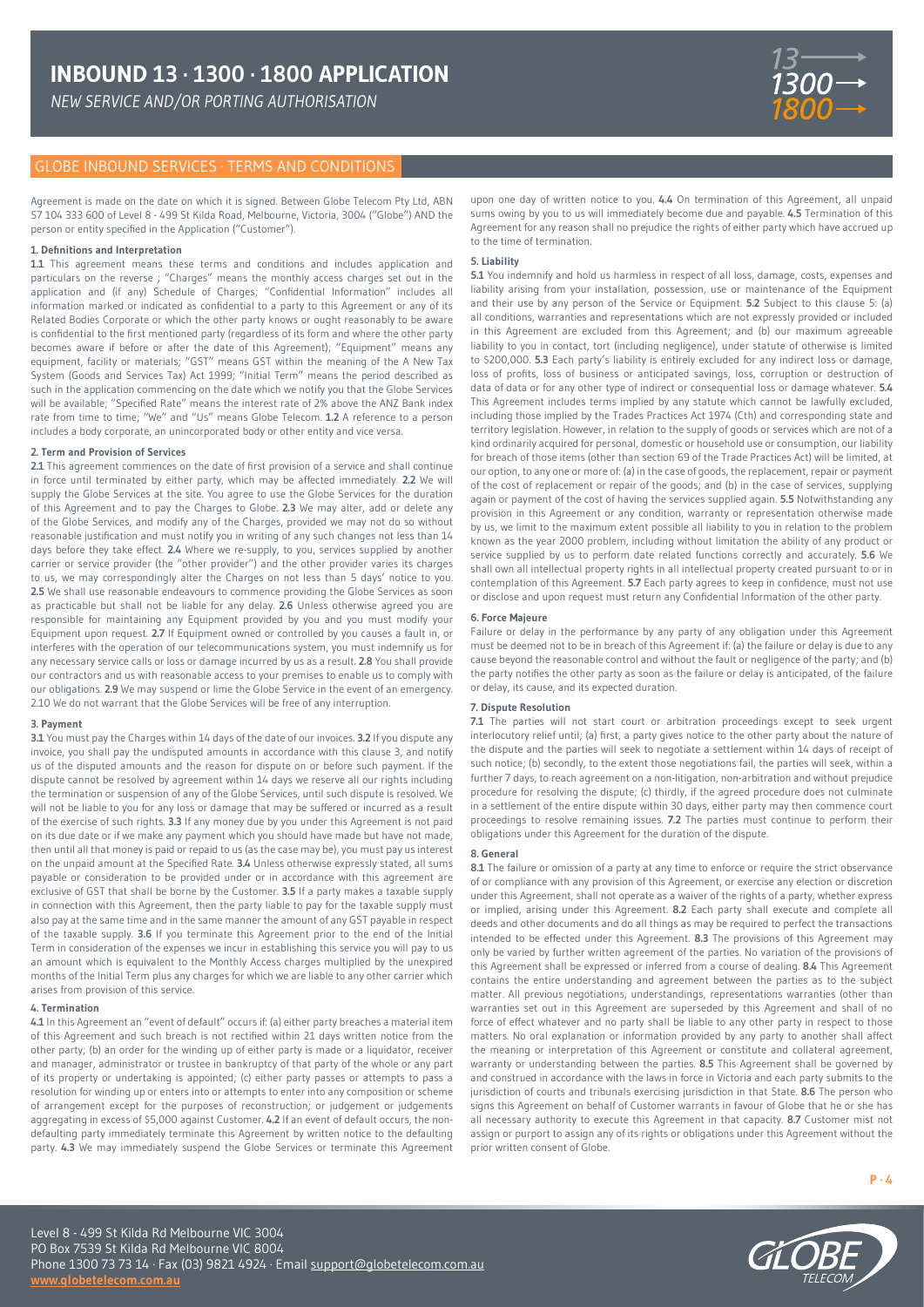# INBOUND 13 · 1300 · 1800 APPLICATION

*NEW SERVICE AND/OR PORTING AUTHORISATION*

## GLOBE INBOUND SERVICES · TERMS AND CONDITIONS

Agreement is made on the date on which it is signed. Between Globe Telecom Pty Ltd, ABN 57 104 333 600 of Level 8 - 499 St Kilda Road, Melbourne, Victoria, 3004 ("Globe") AND the person or entity specified in the Application ("Customer").

### 1. Definitions and Interpretation

**1.1** This agreement means these terms and conditions and includes application and particulars on the reverse ; "Charges" means the monthly access charges set out in the application and (if any) Schedule of Charges; "Confidential Information" includes all information marked or indicated as confidential to a party to this Agreement or any of its Related Bodies Corporate or which the other party knows or ought reasonably to be aware is confidential to the first mentioned party (regardless of its form and where the other party becomes aware if before or after the date of this Agreement); "Equipment" means any equipment, facility or materials; "GST" means GST within the meaning of the A New Tax System (Goods and Services Tax) Act 1999; "Initial Term" means the period described as such in the application commencing on the date which we notify you that the Globe Services will be available; "Specified Rate" means the interest rate of 2% above the ANZ Bank index rate from time to time; "We" and "Us" means Globe Telecom. **1.2** A reference to a person includes a body corporate, an unincorporated body or other entity and vice versa.

### 2. Term and Provision of Services

**2.1** This agreement commences on the date of first provision of a service and shall continue in force until terminated by either party, which may be affected immediately. **2.2** We will supply the Globe Services at the site. You agree to use the Globe Services for the duration of this Agreement and to pay the Charges to Globe. **2.3** We may alter, add or delete any of the Globe Services, and modify any of the Globe Services, provided we may not do so without reasonable justification and must notify you in writing of any such changes not less than 14 days before they take effect. **2.4** Where we re-supply, to you, services supplied by another carrier or service provider (the "other provider") and the other provider varies its charges to us, we may correspondingly alter the Charges on not less than 5 days' notice to you. **2.5** We shall use reasonable endeavours to commence providing the Globe Services as soon as practicable but shall not be liable for any delay. **2.6** Unless otherwise agreed you are responsible for maintaining any Equipment provided by you and you must modify your Equipment upon request. **2.7** If Equipment owned or controlled by you causes a fault in, or interferes with the operation of our telecommunications system, you must indemnify us for any necessary service calls or loss or damage incurred by us as a result. **2.8** You shall provide our contractors and us with reasonable access to your premises to enable us to comply with our obligations. **2.9** We may suspend or lime the Globe Service in the event of an emergency. 2.10 We do not warrant that the Globe Services will be free of any interruption.

### 3. Payment

**3.1** You must pay the Charges within 14 days of the date of our invoices. **3.2** If you dispute any invoice, you shall pay the undisputed amounts in accordance with this clause 3, and notify us of the disputed amounts and the reason for dispute on or before such payment. If the dispute cannot be resolved by agreement within 14 days we reserve all our rights including the termination or suspension of any of the Globe Services, until such dispute is resolved. We will not be liable to you for any loss or damage that may be suffered or incurred as a result of the exercise of such rights. **3.3** If any money due by you under this Agreement is not paid on its due date or if we make any payment which you should have made but have not made, then until all that money is paid or repaid to us (as the case may be), you must pay us interest on the unpaid amount at the Specified Rate. **3.4** Unless otherwise expressly stated, all sums payable or consideration to be provided under or in accordance with this agreement are exclusive of GST that shall be borne by the Customer. **3.5** If a party makes a taxable supply in connection with this Agreement, then the party liable to pay for the taxable supply must also pay at the same time and in the same manner the amount of any GST payable in respect of the taxable supply. **3.6** If you terminate this Agreement prior to the end of the Initial Term in consideration of the expenses we incur in establishing this service you will pay to us an amount which is equivalent to the Monthly Access charges multiplied by the unexpired months of the Initial Term plus any charges for which we are liable to any other carrier which arises from provision of this service.

### 4. Termination

**4.1** In this Agreement an "event of default" occurs if: (a) either party breaches a material item of this Agreement and such breach is not rectified within 21 days written notice from the other party; (b) an order for the winding up of either party is made or a liquidator, receiver and manager, administrator or trustee in bankruptcy of that party of the whole or any part of its property or undertaking is appointed; (c) either party passes or attempts to pass a resolution for winding up or enters into or attempts to enter into any composition or scheme of arrangement except for the purposes of reconstruction; or judgement or judgements aggregating in excess of $5,000 against Customer. **4.2** If an event of default occurs, the non-defaulting party immediately terminate this Agreement by written notice to the defaulting party. **4.3** We may immediately suspend the Globe Services or terminate this Agreement upon one day of written notice to you. **4.4** On termination of this Agreement, all unpaid sums owing by you to us will immediately become due and payable. **4.5** Termination of this Agreement for any reason shall no prejudice the rights of either party which have accrued up to the time of termination.

### 5. Liability

**5.1** You indemnify and hold us harmless in respect of all loss, damage, costs, expenses and liability arising from your installation, possession, use or maintenance of the Equipment and their use by any person of the Service or Equipment. **5.2** Subject to this clause 5: (a) all conditions, warranties and representations which are not expressly provided or included in this Agreement are excluded from this Agreement; and (b) our maximum agreeable liability to you in contact, tort (including negligence), under statute of otherwise is limited to $200,000. **5.3** Each party's liability is entirely excluded for any indirect loss or damage, loss of profits, loss of business or anticipated savings, loss, corruption or destruction of data of data or for any other type of indirect or consequential loss or damage whatever. **5.4** This Agreement includes terms implied by any statute which cannot be lawfully excluded, including those implied by the Trades Practices Act 1974 (Cth) and corresponding state and territory legislation. However, in relation to the supply of goods or services which are not of a kind ordinarily acquired for personal, domestic or household use or consumption, our liability for breach of those items (other than section 69 of the Trade Practices Act) will be limited, at our option, to any one or more of: (a) in the case of goods, the replacement, repair or payment of the cost of replacement or repair of the goods; and (b) in the case of services, supplying again or payment of the cost of having the services supplied again. **5.5** Notwithstanding any provision in this Agreement or any condition, warranty or representation otherwise made by us, we limit to the maximum extent possible all liability to you in relation to the problem known as the year 2000 problem, including without limitation the ability of any product or service supplied by us to perform date related functions correctly and accurately. **5.6** We shall own all intellectual property rights in all intellectual property created pursuant to or in contemplation of this Agreement. **5.7** Each party agrees to keep in confidence, must not use or disclose and upon request must return any Confidential Information of the other party.

### 6. Force Majeure

Failure or delay in the performance by any party of any obligation under this Agreement must be deemed not to be in breach of this Agreement if: (a) the failure or delay is due to any cause beyond the reasonable control and without the fault or negligence of the party; and (b) the party notifies the other party as soon as the failure or delay is anticipated, of the failure or delay, its cause, and its expected duration.

### 7. Dispute Resolution

**7.1** The parties will not start court or arbitration proceedings except to seek urgent interlocutory relief until; (a) first, a party gives notice to the other party about the nature of the dispute and the parties will seek to negotiate a settlement within 14 days of receipt of such notice; (b) secondly, to the extent those negotiations fail, the parties will seek, within a further 7 days, to reach agreement on a non-litigation, non-arbitration and without prejudice procedure for resolving the dispute; (c) thirdly, if the agreed procedure does not culminate in a settlement of the entire dispute within 30 days, either party may then commence court proceedings to resolve remaining issues. **7.2** The parties must continue to perform their obligations under this Agreement for the duration of the dispute.

### 8. General

**8.1** The failure or omission of a party at any time to enforce or require the strict observance of or compliance with any provision of this Agreement, or exercise any election or discretion under this Agreement, shall not operate as a waiver of the rights of a party, whether express or implied, arising under this Agreement. **8.2** Each party shall execute and complete all deeds and other documents and do all things as may be required to perfect the transactions intended to be effected under this Agreement. **8.3** The provisions of this Agreement may only be varied by further written agreement of the parties. No variation of the provisions of this Agreement shall be expressed or inferred from a course of dealing. **8.4** This Agreement contains the entire understanding and agreement between the parties as to the subject matter. All previous negotiations, understandings, representations warranties (other than warranties set out in this Agreement are superseded by this Agreement and shall of no force of effect whatever and no party shall be liable to any other party in respect to those matters. No oral explanation or information provided by any party to another shall affect the meaning or interpretation of this Agreement or constitute and collateral agreement, warranty or understanding between the parties. **8.5** This Agreement shall be governed by and construed in accordance with the laws in force in Victoria and each party submits to the jurisdiction of courts and tribunals exercising jurisdiction in that State. **8.6** The person who signs this Agreement on behalf of Customer warrants in favour of Globe that he or she has all necessary authority to execute this Agreement in that capacity. **8.7** Customer mist not assign or purport to assign any of its rights or obligations under this Agreement without the prior written consent of Globe.

Level 8 - 499 St Kilda Rd Melbourne VIC 3004
PO Box 7539 St Kilda Rd Melbourne VIC 8004
Phone 1300 73 73 14 · Fax (03) 9821 4924 · Email support@globetelecom.com.au
www.globetelecom.com.au